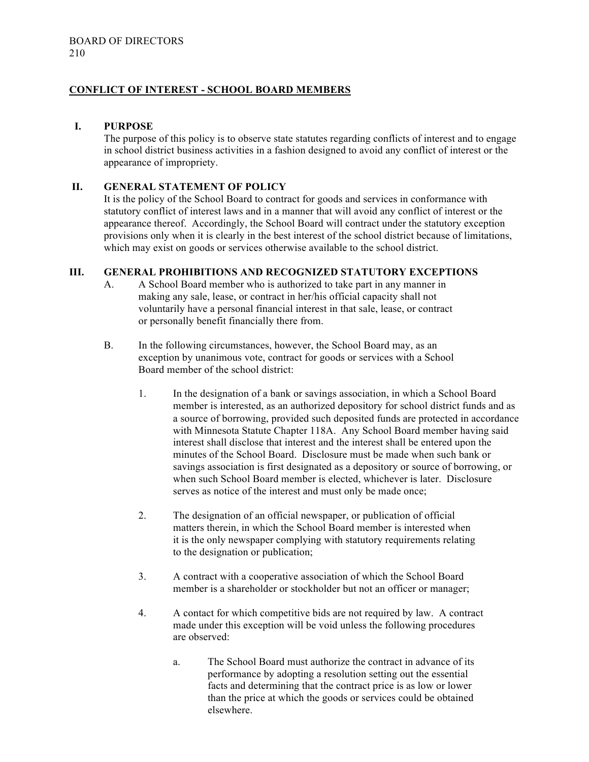BOARD OF DIRECTORS
210

# CONFLICT OF INTEREST - SCHOOL BOARD MEMBERS

## I. PURPOSE

The purpose of this policy is to observe state statutes regarding conflicts of interest and to engage in school district business activities in a fashion designed to avoid any conflict of interest or the appearance of impropriety.

## II. GENERAL STATEMENT OF POLICY

It is the policy of the School Board to contract for goods and services in conformance with statutory conflict of interest laws and in a manner that will avoid any conflict of interest or the appearance thereof. Accordingly, the School Board will contract under the statutory exception provisions only when it is clearly in the best interest of the school district because of limitations, which may exist on goods or services otherwise available to the school district.

## III. GENERAL PROHIBITIONS AND RECOGNIZED STATUTORY EXCEPTIONS

A. A School Board member who is authorized to take part in any manner in making any sale, lease, or contract in her/his official capacity shall not voluntarily have a personal financial interest in that sale, lease, or contract or personally benefit financially there from.

B. In the following circumstances, however, the School Board may, as an exception by unanimous vote, contract for goods or services with a School Board member of the school district:

1. In the designation of a bank or savings association, in which a School Board member is interested, as an authorized depository for school district funds and as a source of borrowing, provided such deposited funds are protected in accordance with Minnesota Statute Chapter 118A. Any School Board member having said interest shall disclose that interest and the interest shall be entered upon the minutes of the School Board. Disclosure must be made when such bank or savings association is first designated as a depository or source of borrowing, or when such School Board member is elected, whichever is later. Disclosure serves as notice of the interest and must only be made once;

2. The designation of an official newspaper, or publication of official matters therein, in which the School Board member is interested when it is the only newspaper complying with statutory requirements relating to the designation or publication;

3. A contract with a cooperative association of which the School Board member is a shareholder or stockholder but not an officer or manager;

4. A contact for which competitive bids are not required by law. A contract made under this exception will be void unless the following procedures are observed:

   a. The School Board must authorize the contract in advance of its performance by adopting a resolution setting out the essential facts and determining that the contract price is as low or lower than the price at which the goods or services could be obtained elsewhere.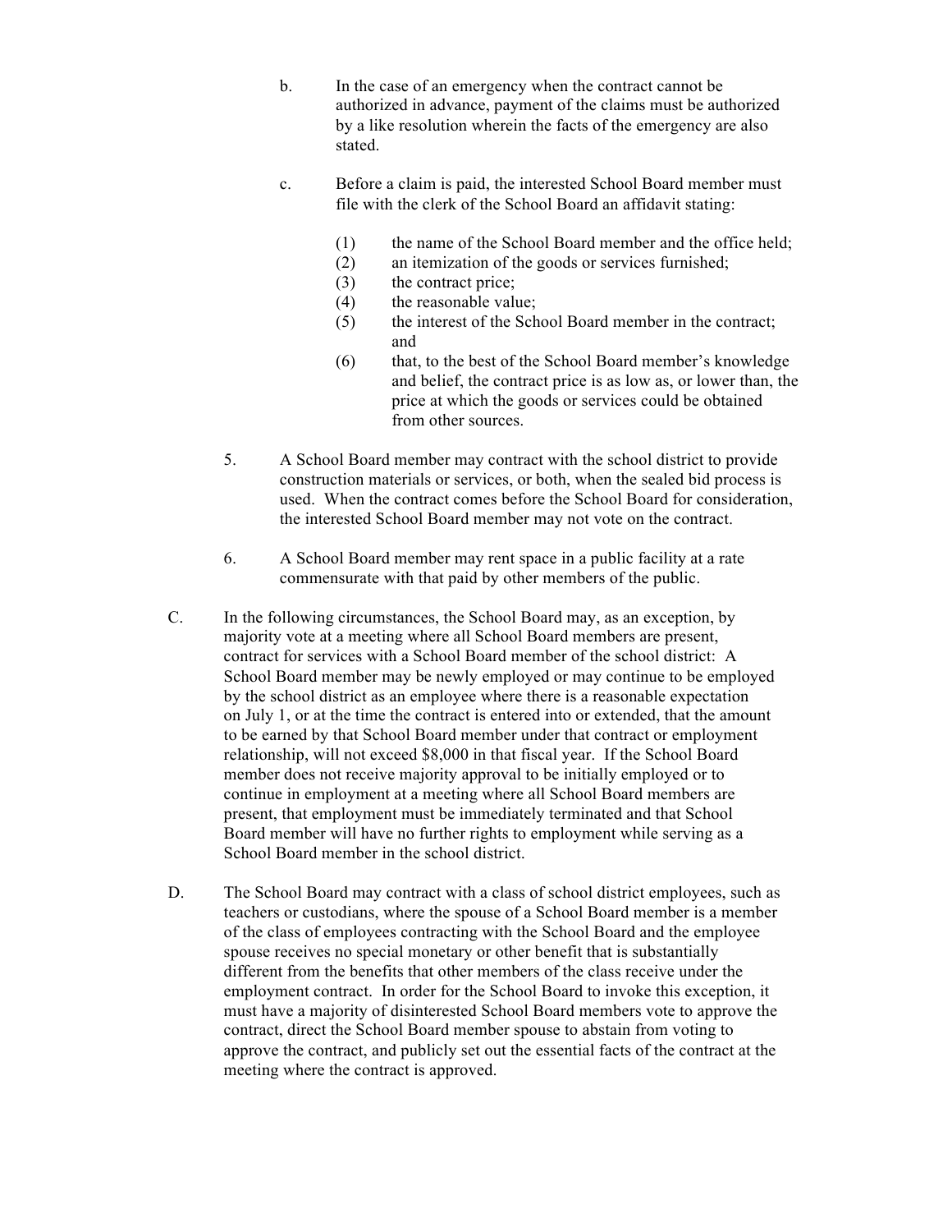b. In the case of an emergency when the contract cannot be authorized in advance, payment of the claims must be authorized by a like resolution wherein the facts of the emergency are also stated.

c. Before a claim is paid, the interested School Board member must file with the clerk of the School Board an affidavit stating:

(1) the name of the School Board member and the office held;
(2) an itemization of the goods or services furnished;
(3) the contract price;
(4) the reasonable value;
(5) the interest of the School Board member in the contract; and
(6) that, to the best of the School Board member's knowledge and belief, the contract price is as low as, or lower than, the price at which the goods or services could be obtained from other sources.

5. A School Board member may contract with the school district to provide construction materials or services, or both, when the sealed bid process is used. When the contract comes before the School Board for consideration, the interested School Board member may not vote on the contract.

6. A School Board member may rent space in a public facility at a rate commensurate with that paid by other members of the public.

C. In the following circumstances, the School Board may, as an exception, by majority vote at a meeting where all School Board members are present, contract for services with a School Board member of the school district: A School Board member may be newly employed or may continue to be employed by the school district as an employee where there is a reasonable expectation on July 1, or at the time the contract is entered into or extended, that the amount to be earned by that School Board member under that contract or employment relationship, will not exceed $8,000 in that fiscal year. If the School Board member does not receive majority approval to be initially employed or to continue in employment at a meeting where all School Board members are present, that employment must be immediately terminated and that School Board member will have no further rights to employment while serving as a School Board member in the school district.

D. The School Board may contract with a class of school district employees, such as teachers or custodians, where the spouse of a School Board member is a member of the class of employees contracting with the School Board and the employee spouse receives no special monetary or other benefit that is substantially different from the benefits that other members of the class receive under the employment contract. In order for the School Board to invoke this exception, it must have a majority of disinterested School Board members vote to approve the contract, direct the School Board member spouse to abstain from voting to approve the contract, and publicly set out the essential facts of the contract at the meeting where the contract is approved.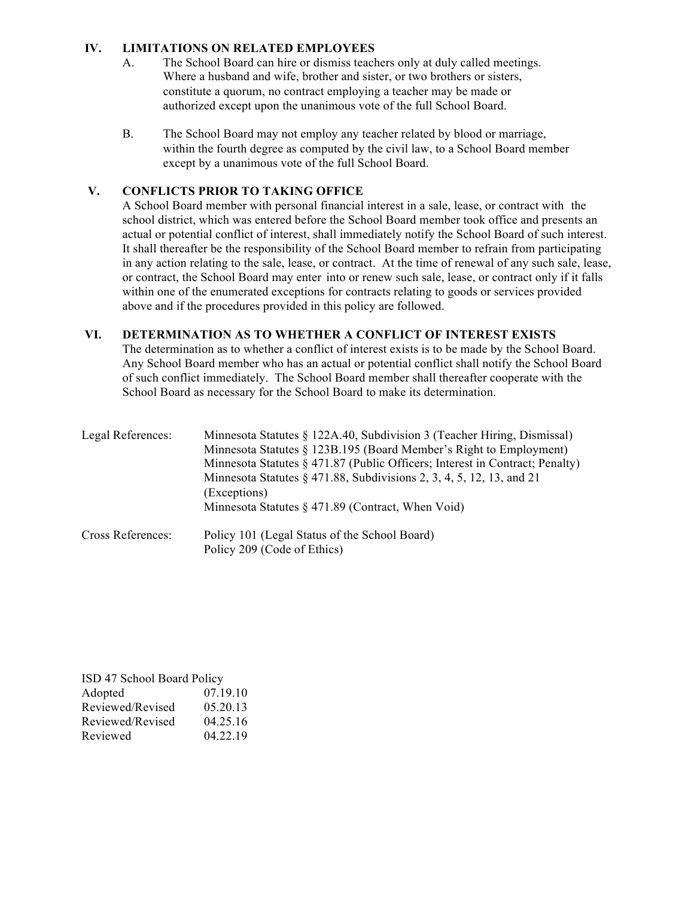## IV. LIMITATIONS ON RELATED EMPLOYEES

A. The School Board can hire or dismiss teachers only at duly called meetings. Where a husband and wife, brother and sister, or two brothers or sisters, constitute a quorum, no contract employing a teacher may be made or authorized except upon the unanimous vote of the full School Board.

B. The School Board may not employ any teacher related by blood or marriage, within the fourth degree as computed by the civil law, to a School Board member except by a unanimous vote of the full School Board.

## V. CONFLICTS PRIOR TO TAKING OFFICE

A School Board member with personal financial interest in a sale, lease, or contract with the school district, which was entered before the School Board member took office and presents an actual or potential conflict of interest, shall immediately notify the School Board of such interest. It shall thereafter be the responsibility of the School Board member to refrain from participating in any action relating to the sale, lease, or contract. At the time of renewal of any such sale, lease, or contract, the School Board may enter into or renew such sale, lease, or contract only if it falls within one of the enumerated exceptions for contracts relating to goods or services provided above and if the procedures provided in this policy are followed.

## VI. DETERMINATION AS TO WHETHER A CONFLICT OF INTEREST EXISTS

The determination as to whether a conflict of interest exists is to be made by the School Board. Any School Board member who has an actual or potential conflict shall notify the School Board of such conflict immediately. The School Board member shall thereafter cooperate with the School Board as necessary for the School Board to make its determination.

Legal References:
Minnesota Statutes § 122A.40, Subdivision 3 (Teacher Hiring, Dismissal)
Minnesota Statutes § 123B.195 (Board Member's Right to Employment)
Minnesota Statutes § 471.87 (Public Officers; Interest in Contract; Penalty)
Minnesota Statutes § 471.88, Subdivisions 2, 3, 4, 5, 12, 13, and 21 (Exceptions)
Minnesota Statutes § 471.89 (Contract, When Void)

Cross References:
Policy 101 (Legal Status of the School Board)
Policy 209 (Code of Ethics)

ISD 47 School Board Policy

| | |
|---|---|
| Adopted | 07.19.10 |
| Reviewed/Revised | 05.20.13 |
| Reviewed/Revised | 04.25.16 |
| Reviewed | 04.22.19 |